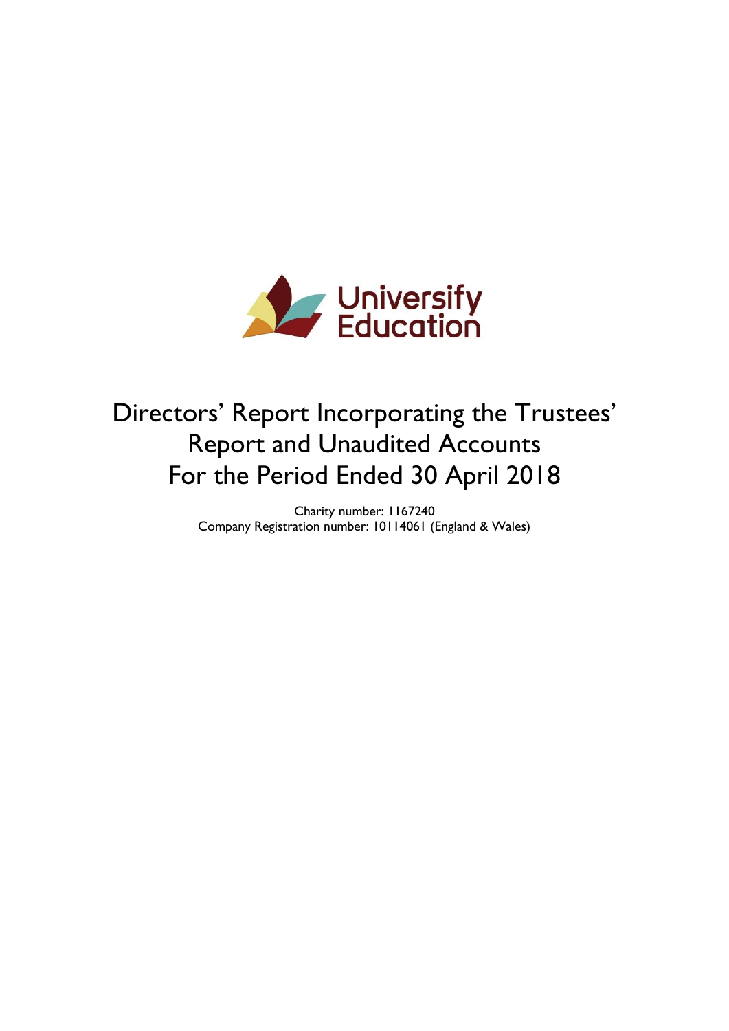University Education

# Directors' Report Incorporating the Trustees' Report and Unaudited Accounts For the Period Ended 30 April 2018

Charity number: 1167240
Company Registration number: 10114061 (England & Wales)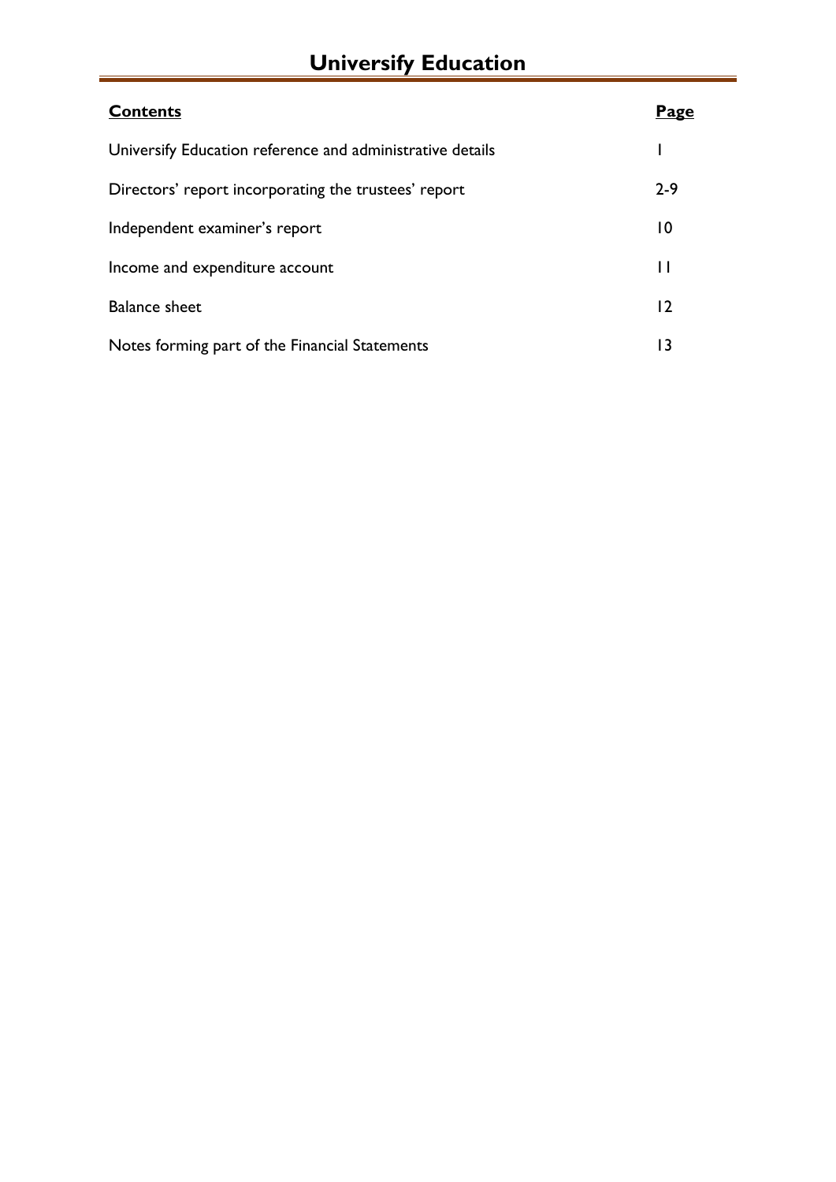# Universify Education

| **Contents** | **Page** |
|---|---|
| Universify Education reference and administrative details | 1 |
| Directors' report incorporating the trustees' report | 2-9 |
| Independent examiner's report | 10 |
| Income and expenditure account | 11 |
| Balance sheet | 12 |
| Notes forming part of the Financial Statements | 13 |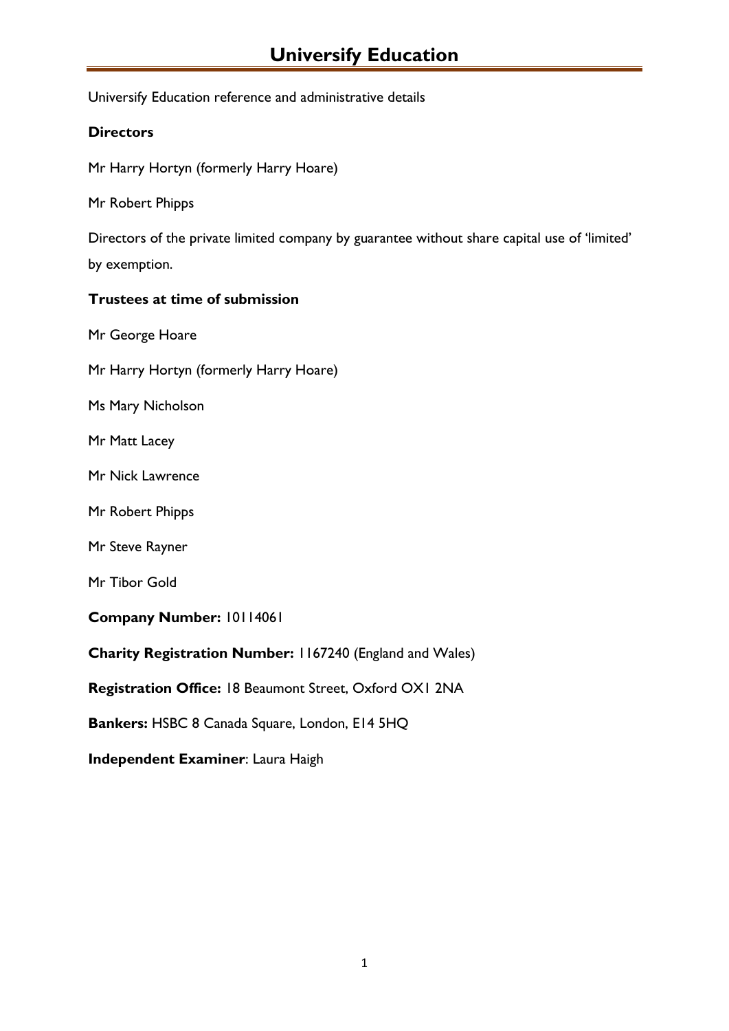# Universify Education

Universify Education reference and administrative details

**Directors**

Mr Harry Hortyn (formerly Harry Hoare)

Mr Robert Phipps

Directors of the private limited company by guarantee without share capital use of 'limited' by exemption.

**Trustees at time of submission**

Mr George Hoare

Mr Harry Hortyn (formerly Harry Hoare)

Ms Mary Nicholson

Mr Matt Lacey

Mr Nick Lawrence

Mr Robert Phipps

Mr Steve Rayner

Mr Tibor Gold

**Company Number:** 10114061

**Charity Registration Number:** 1167240 (England and Wales)

**Registration Office:** 18 Beaumont Street, Oxford OX1 2NA

**Bankers:** HSBC 8 Canada Square, London, E14 5HQ

**Independent Examiner**: Laura Haigh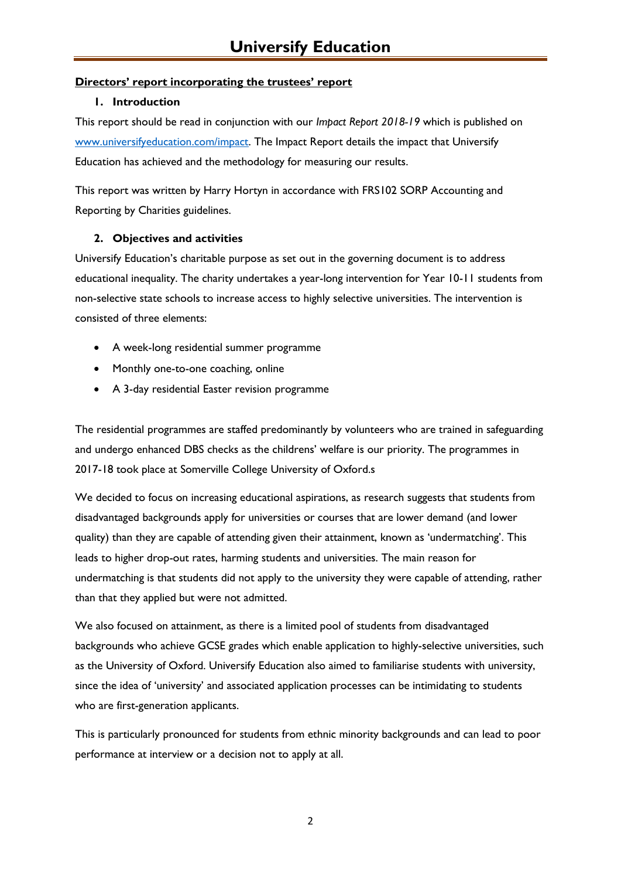**Directors' report incorporating the trustees' report**

**1. Introduction**

This report should be read in conjunction with our *Impact Report 2018-19* which is published on [www.universifyeducation.com/impact](www.universifyeducation.com/impact). The Impact Report details the impact that Universify Education has achieved and the methodology for measuring our results.

This report was written by Harry Hortyn in accordance with FRS102 SORP Accounting and Reporting by Charities guidelines.

**2. Objectives and activities**

Universify Education's charitable purpose as set out in the governing document is to address educational inequality. The charity undertakes a year-long intervention for Year 10-11 students from non-selective state schools to increase access to highly selective universities. The intervention is consisted of three elements:

- A week-long residential summer programme
- Monthly one-to-one coaching, online
- A 3-day residential Easter revision programme

The residential programmes are staffed predominantly by volunteers who are trained in safeguarding and undergo enhanced DBS checks as the childrens' welfare is our priority. The programmes in 2017-18 took place at Somerville College University of Oxford.s

We decided to focus on increasing educational aspirations, as research suggests that students from disadvantaged backgrounds apply for universities or courses that are lower demand (and lower quality) than they are capable of attending given their attainment, known as 'undermatching'. This leads to higher drop-out rates, harming students and universities. The main reason for undermatching is that students did not apply to the university they were capable of attending, rather than that they applied but were not admitted.

We also focused on attainment, as there is a limited pool of students from disadvantaged backgrounds who achieve GCSE grades which enable application to highly-selective universities, such as the University of Oxford. Universify Education also aimed to familiarise students with university, since the idea of 'university' and associated application processes can be intimidating to students who are first-generation applicants.

This is particularly pronounced for students from ethnic minority backgrounds and can lead to poor performance at interview or a decision not to apply at all.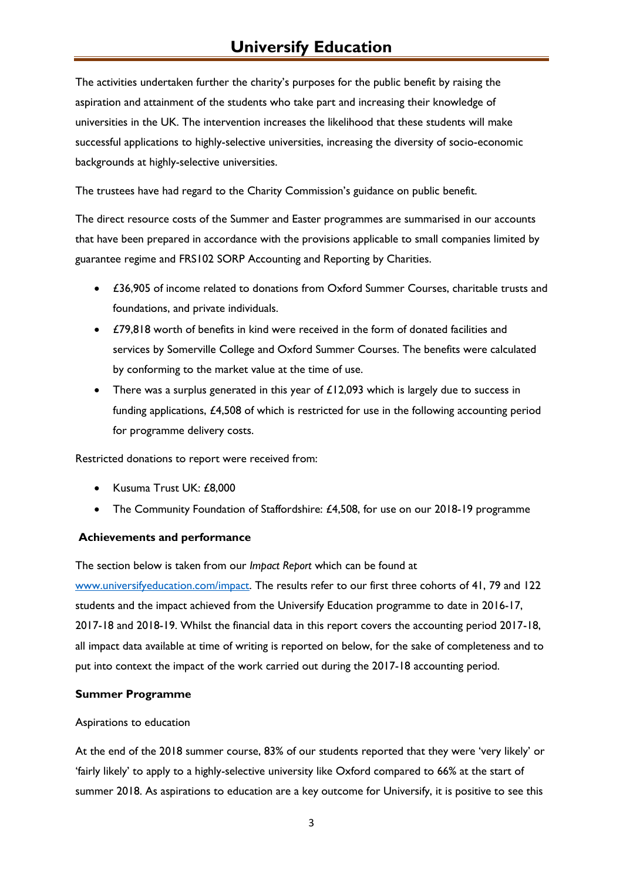The activities undertaken further the charity's purposes for the public benefit by raising the aspiration and attainment of the students who take part and increasing their knowledge of universities in the UK. The intervention increases the likelihood that these students will make successful applications to highly-selective universities, increasing the diversity of socio-economic backgrounds at highly-selective universities.

The trustees have had regard to the Charity Commission's guidance on public benefit.

The direct resource costs of the Summer and Easter programmes are summarised in our accounts that have been prepared in accordance with the provisions applicable to small companies limited by guarantee regime and FRS102 SORP Accounting and Reporting by Charities.

- £36,905 of income related to donations from Oxford Summer Courses, charitable trusts and foundations, and private individuals.
- £79,818 worth of benefits in kind were received in the form of donated facilities and services by Somerville College and Oxford Summer Courses. The benefits were calculated by conforming to the market value at the time of use.
- There was a surplus generated in this year of £12,093 which is largely due to success in funding applications, £4,508 of which is restricted for use in the following accounting period for programme delivery costs.

Restricted donations to report were received from:

- Kusuma Trust UK: £8,000
- The Community Foundation of Staffordshire: £4,508, for use on our 2018-19 programme

**Achievements and performance**

The section below is taken from our *Impact Report* which can be found at [www.universifyeducation.com/impact](www.universifyeducation.com/impact). The results refer to our first three cohorts of 41, 79 and 122 students and the impact achieved from the Universify Education programme to date in 2016-17, 2017-18 and 2018-19. Whilst the financial data in this report covers the accounting period 2017-18, all impact data available at time of writing is reported on below, for the sake of completeness and to put into context the impact of the work carried out during the 2017-18 accounting period.

**Summer Programme**

Aspirations to education

At the end of the 2018 summer course, 83% of our students reported that they were 'very likely' or 'fairly likely' to apply to a highly-selective university like Oxford compared to 66% at the start of summer 2018. As aspirations to education are a key outcome for Universify, it is positive to see this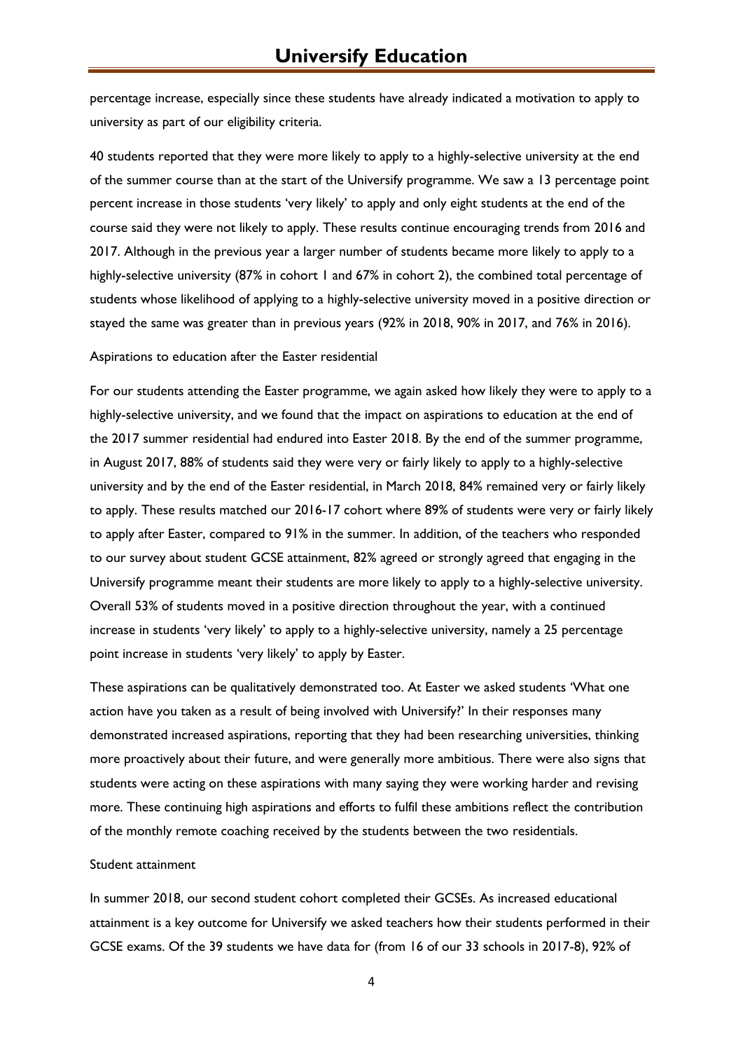percentage increase, especially since these students have already indicated a motivation to apply to university as part of our eligibility criteria.

40 students reported that they were more likely to apply to a highly-selective university at the end of the summer course than at the start of the Universify programme. We saw a 13 percentage point percent increase in those students 'very likely' to apply and only eight students at the end of the course said they were not likely to apply. These results continue encouraging trends from 2016 and 2017. Although in the previous year a larger number of students became more likely to apply to a highly-selective university (87% in cohort 1 and 67% in cohort 2), the combined total percentage of students whose likelihood of applying to a highly-selective university moved in a positive direction or stayed the same was greater than in previous years (92% in 2018, 90% in 2017, and 76% in 2016).

Aspirations to education after the Easter residential

For our students attending the Easter programme, we again asked how likely they were to apply to a highly-selective university, and we found that the impact on aspirations to education at the end of the 2017 summer residential had endured into Easter 2018. By the end of the summer programme, in August 2017, 88% of students said they were very or fairly likely to apply to a highly-selective university and by the end of the Easter residential, in March 2018, 84% remained very or fairly likely to apply. These results matched our 2016-17 cohort where 89% of students were very or fairly likely to apply after Easter, compared to 91% in the summer. In addition, of the teachers who responded to our survey about student GCSE attainment, 82% agreed or strongly agreed that engaging in the Universify programme meant their students are more likely to apply to a highly-selective university. Overall 53% of students moved in a positive direction throughout the year, with a continued increase in students 'very likely' to apply to a highly-selective university, namely a 25 percentage point increase in students 'very likely' to apply by Easter.

These aspirations can be qualitatively demonstrated too. At Easter we asked students 'What one action have you taken as a result of being involved with Universify?' In their responses many demonstrated increased aspirations, reporting that they had been researching universities, thinking more proactively about their future, and were generally more ambitious. There were also signs that students were acting on these aspirations with many saying they were working harder and revising more. These continuing high aspirations and efforts to fulfil these ambitions reflect the contribution of the monthly remote coaching received by the students between the two residentials.

Student attainment

In summer 2018, our second student cohort completed their GCSEs. As increased educational attainment is a key outcome for Universify we asked teachers how their students performed in their GCSE exams. Of the 39 students we have data for (from 16 of our 33 schools in 2017-8), 92% of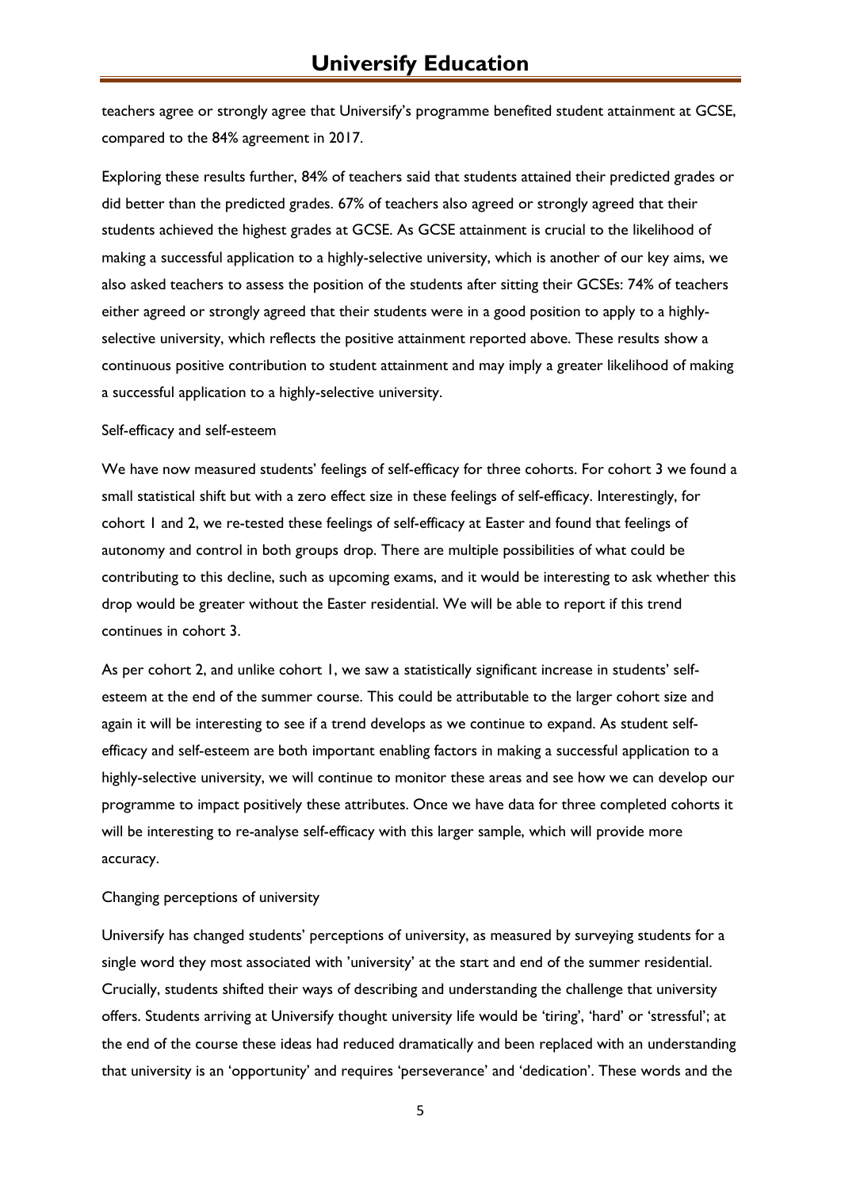teachers agree or strongly agree that Universify's programme benefited student attainment at GCSE, compared to the 84% agreement in 2017.

Exploring these results further, 84% of teachers said that students attained their predicted grades or did better than the predicted grades. 67% of teachers also agreed or strongly agreed that their students achieved the highest grades at GCSE. As GCSE attainment is crucial to the likelihood of making a successful application to a highly-selective university, which is another of our key aims, we also asked teachers to assess the position of the students after sitting their GCSEs: 74% of teachers either agreed or strongly agreed that their students were in a good position to apply to a highly-selective university, which reflects the positive attainment reported above. These results show a continuous positive contribution to student attainment and may imply a greater likelihood of making a successful application to a highly-selective university.

Self-efficacy and self-esteem

We have now measured students' feelings of self-efficacy for three cohorts. For cohort 3 we found a small statistical shift but with a zero effect size in these feelings of self-efficacy. Interestingly, for cohort 1 and 2, we re-tested these feelings of self-efficacy at Easter and found that feelings of autonomy and control in both groups drop. There are multiple possibilities of what could be contributing to this decline, such as upcoming exams, and it would be interesting to ask whether this drop would be greater without the Easter residential. We will be able to report if this trend continues in cohort 3.

As per cohort 2, and unlike cohort 1, we saw a statistically significant increase in students' self-esteem at the end of the summer course. This could be attributable to the larger cohort size and again it will be interesting to see if a trend develops as we continue to expand. As student self-efficacy and self-esteem are both important enabling factors in making a successful application to a highly-selective university, we will continue to monitor these areas and see how we can develop our programme to impact positively these attributes. Once we have data for three completed cohorts it will be interesting to re-analyse self-efficacy with this larger sample, which will provide more accuracy.

Changing perceptions of university

Universify has changed students' perceptions of university, as measured by surveying students for a single word they most associated with 'university' at the start and end of the summer residential. Crucially, students shifted their ways of describing and understanding the challenge that university offers. Students arriving at Universify thought university life would be 'tiring', 'hard' or 'stressful'; at the end of the course these ideas had reduced dramatically and been replaced with an understanding that university is an 'opportunity' and requires 'perseverance' and 'dedication'. These words and the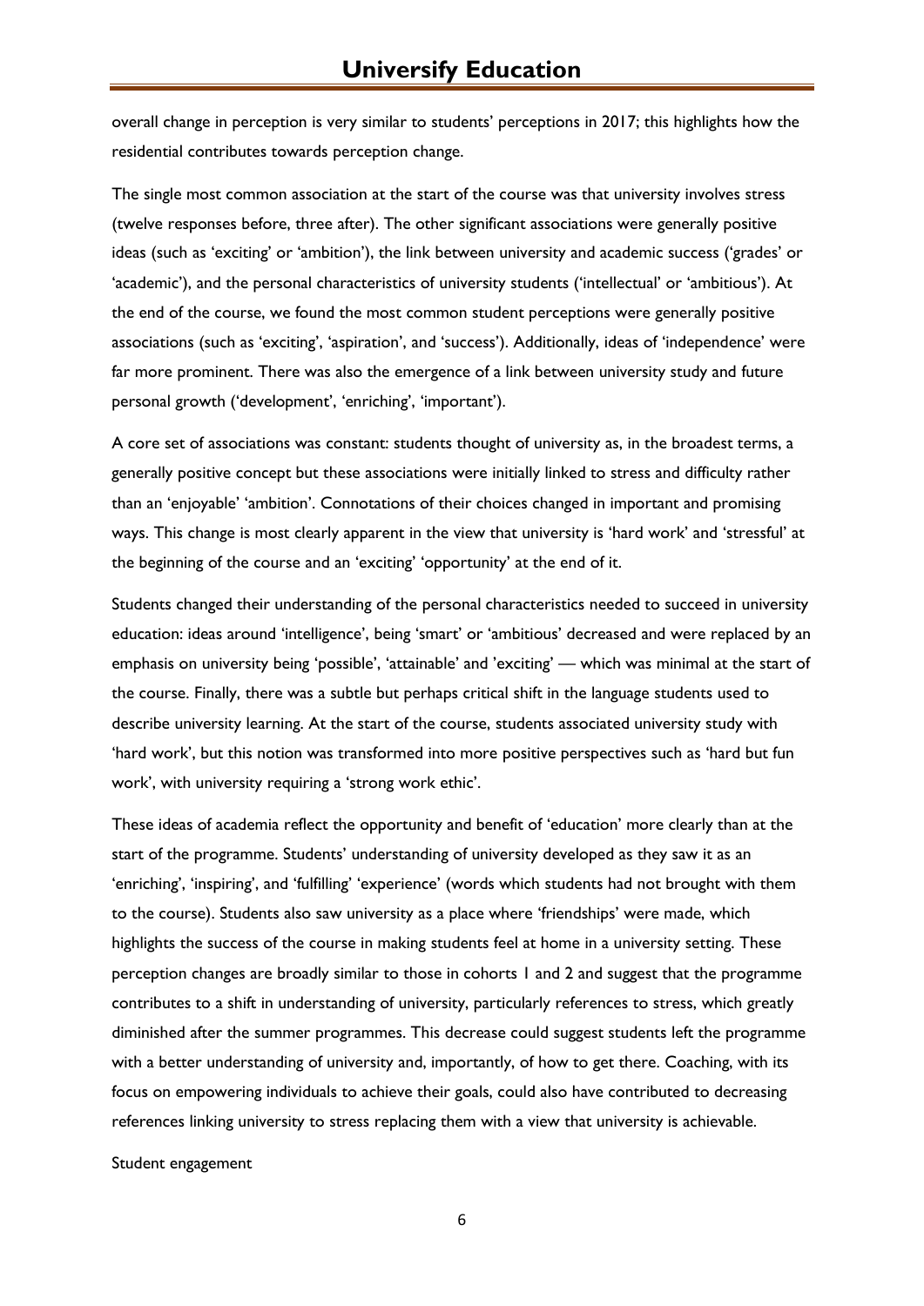overall change in perception is very similar to students' perceptions in 2017; this highlights how the residential contributes towards perception change.

The single most common association at the start of the course was that university involves stress (twelve responses before, three after). The other significant associations were generally positive ideas (such as 'exciting' or 'ambition'), the link between university and academic success ('grades' or 'academic'), and the personal characteristics of university students ('intellectual' or 'ambitious'). At the end of the course, we found the most common student perceptions were generally positive associations (such as 'exciting', 'aspiration', and 'success'). Additionally, ideas of 'independence' were far more prominent. There was also the emergence of a link between university study and future personal growth ('development', 'enriching', 'important').

A core set of associations was constant: students thought of university as, in the broadest terms, a generally positive concept but these associations were initially linked to stress and difficulty rather than an 'enjoyable' 'ambition'. Connotations of their choices changed in important and promising ways. This change is most clearly apparent in the view that university is 'hard work' and 'stressful' at the beginning of the course and an 'exciting' 'opportunity' at the end of it.

Students changed their understanding of the personal characteristics needed to succeed in university education: ideas around 'intelligence', being 'smart' or 'ambitious' decreased and were replaced by an emphasis on university being 'possible', 'attainable' and 'exciting' — which was minimal at the start of the course. Finally, there was a subtle but perhaps critical shift in the language students used to describe university learning. At the start of the course, students associated university study with 'hard work', but this notion was transformed into more positive perspectives such as 'hard but fun work', with university requiring a 'strong work ethic'.

These ideas of academia reflect the opportunity and benefit of 'education' more clearly than at the start of the programme. Students' understanding of university developed as they saw it as an 'enriching', 'inspiring', and 'fulfilling' 'experience' (words which students had not brought with them to the course). Students also saw university as a place where 'friendships' were made, which highlights the success of the course in making students feel at home in a university setting. These perception changes are broadly similar to those in cohorts 1 and 2 and suggest that the programme contributes to a shift in understanding of university, particularly references to stress, which greatly diminished after the summer programmes. This decrease could suggest students left the programme with a better understanding of university and, importantly, of how to get there. Coaching, with its focus on empowering individuals to achieve their goals, could also have contributed to decreasing references linking university to stress replacing them with a view that university is achievable.

Student engagement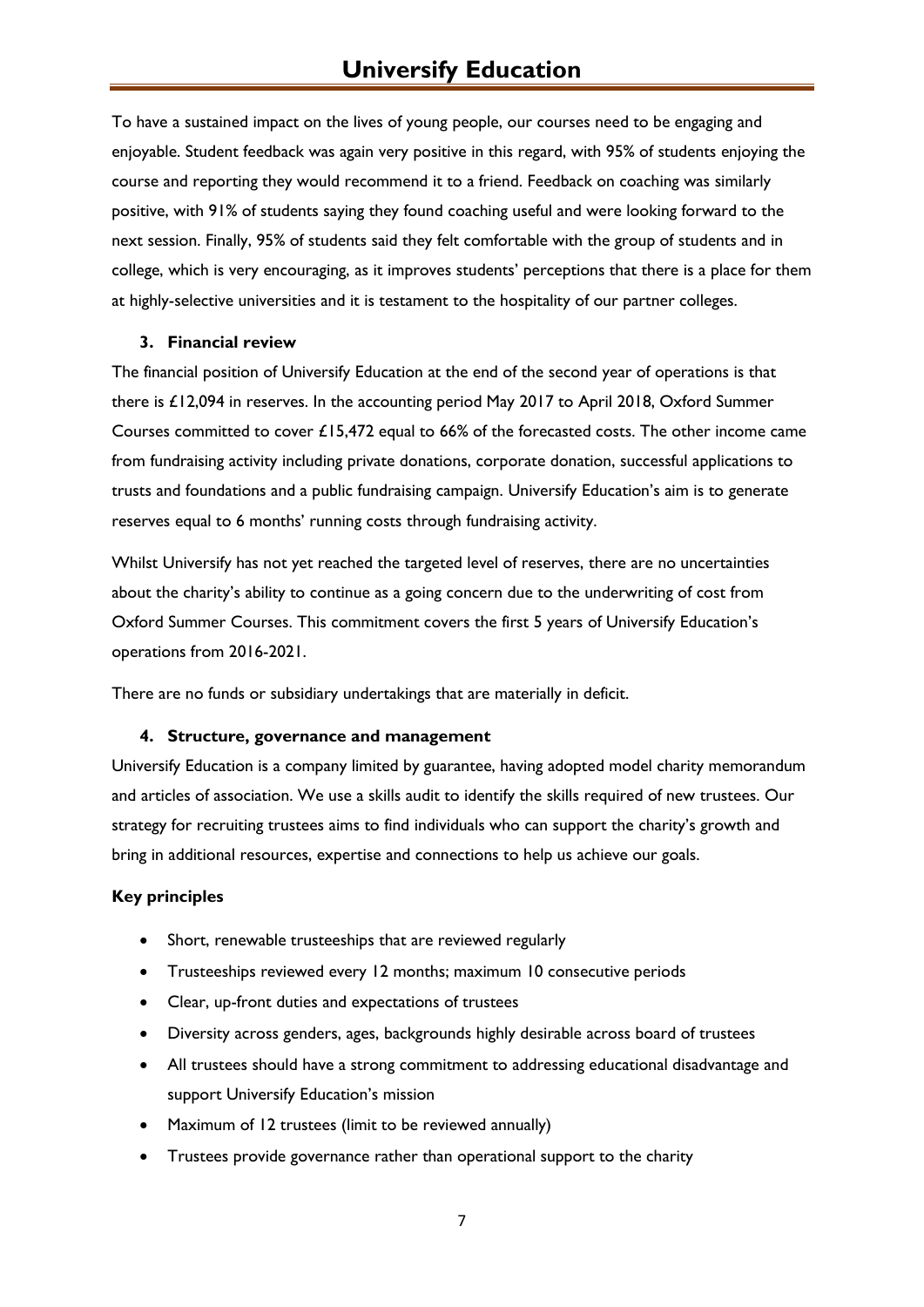To have a sustained impact on the lives of young people, our courses need to be engaging and enjoyable. Student feedback was again very positive in this regard, with 95% of students enjoying the course and reporting they would recommend it to a friend. Feedback on coaching was similarly positive, with 91% of students saying they found coaching useful and were looking forward to the next session. Finally, 95% of students said they felt comfortable with the group of students and in college, which is very encouraging, as it improves students' perceptions that there is a place for them at highly-selective universities and it is testament to the hospitality of our partner colleges.

### 3. Financial review

The financial position of Universify Education at the end of the second year of operations is that there is £12,094 in reserves. In the accounting period May 2017 to April 2018, Oxford Summer Courses committed to cover £15,472 equal to 66% of the forecasted costs. The other income came from fundraising activity including private donations, corporate donation, successful applications to trusts and foundations and a public fundraising campaign. Universify Education's aim is to generate reserves equal to 6 months' running costs through fundraising activity.

Whilst Universify has not yet reached the targeted level of reserves, there are no uncertainties about the charity's ability to continue as a going concern due to the underwriting of cost from Oxford Summer Courses. This commitment covers the first 5 years of Universify Education's operations from 2016-2021.

There are no funds or subsidiary undertakings that are materially in deficit.

### 4. Structure, governance and management

Universify Education is a company limited by guarantee, having adopted model charity memorandum and articles of association. We use a skills audit to identify the skills required of new trustees. Our strategy for recruiting trustees aims to find individuals who can support the charity's growth and bring in additional resources, expertise and connections to help us achieve our goals.

**Key principles**

- Short, renewable trusteeships that are reviewed regularly
- Trusteeships reviewed every 12 months; maximum 10 consecutive periods
- Clear, up-front duties and expectations of trustees
- Diversity across genders, ages, backgrounds highly desirable across board of trustees
- All trustees should have a strong commitment to addressing educational disadvantage and support Universify Education's mission
- Maximum of 12 trustees (limit to be reviewed annually)
- Trustees provide governance rather than operational support to the charity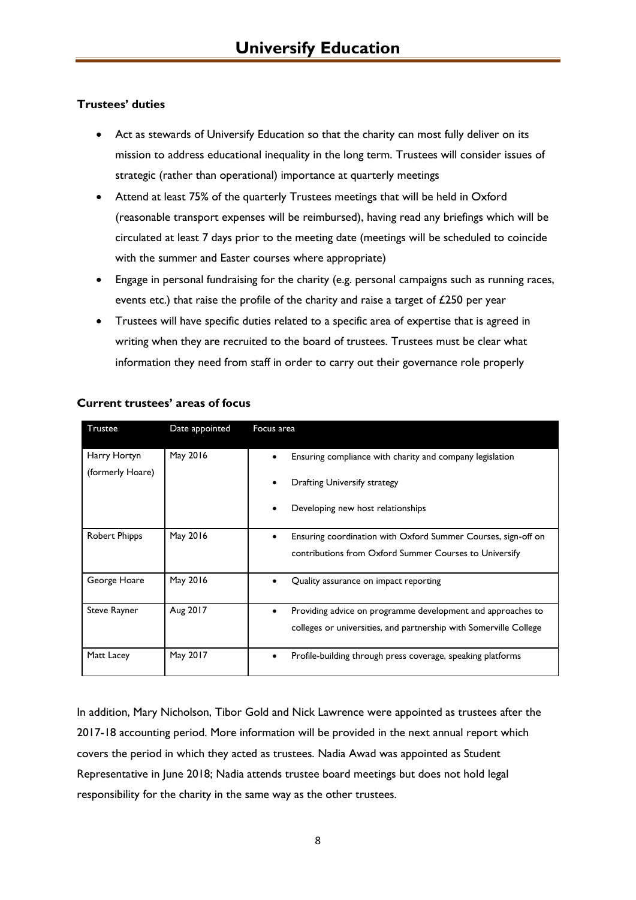### Trustees' duties

- Act as stewards of Universify Education so that the charity can most fully deliver on its mission to address educational inequality in the long term. Trustees will consider issues of strategic (rather than operational) importance at quarterly meetings
- Attend at least 75% of the quarterly Trustees meetings that will be held in Oxford (reasonable transport expenses will be reimbursed), having read any briefings which will be circulated at least 7 days prior to the meeting date (meetings will be scheduled to coincide with the summer and Easter courses where appropriate)
- Engage in personal fundraising for the charity (e.g. personal campaigns such as running races, events etc.) that raise the profile of the charity and raise a target of £250 per year
- Trustees will have specific duties related to a specific area of expertise that is agreed in writing when they are recruited to the board of trustees. Trustees must be clear what information they need from staff in order to carry out their governance role properly

### Current trustees' areas of focus

| Trustee | Date appointed | Focus area |
|---|---|---|
| Harry Hortyn (formerly Hoare) | May 2016 | • Ensuring compliance with charity and company legislation<br>• Drafting Universify strategy<br>• Developing new host relationships |
| Robert Phipps | May 2016 | • Ensuring coordination with Oxford Summer Courses, sign-off on contributions from Oxford Summer Courses to Universify |
| George Hoare | May 2016 | • Quality assurance on impact reporting |
| Steve Rayner | Aug 2017 | • Providing advice on programme development and approaches to colleges or universities, and partnership with Somerville College |
| Matt Lacey | May 2017 | • Profile-building through press coverage, speaking platforms |

In addition, Mary Nicholson, Tibor Gold and Nick Lawrence were appointed as trustees after the 2017-18 accounting period. More information will be provided in the next annual report which covers the period in which they acted as trustees. Nadia Awad was appointed as Student Representative in June 2018; Nadia attends trustee board meetings but does not hold legal responsibility for the charity in the same way as the other trustees.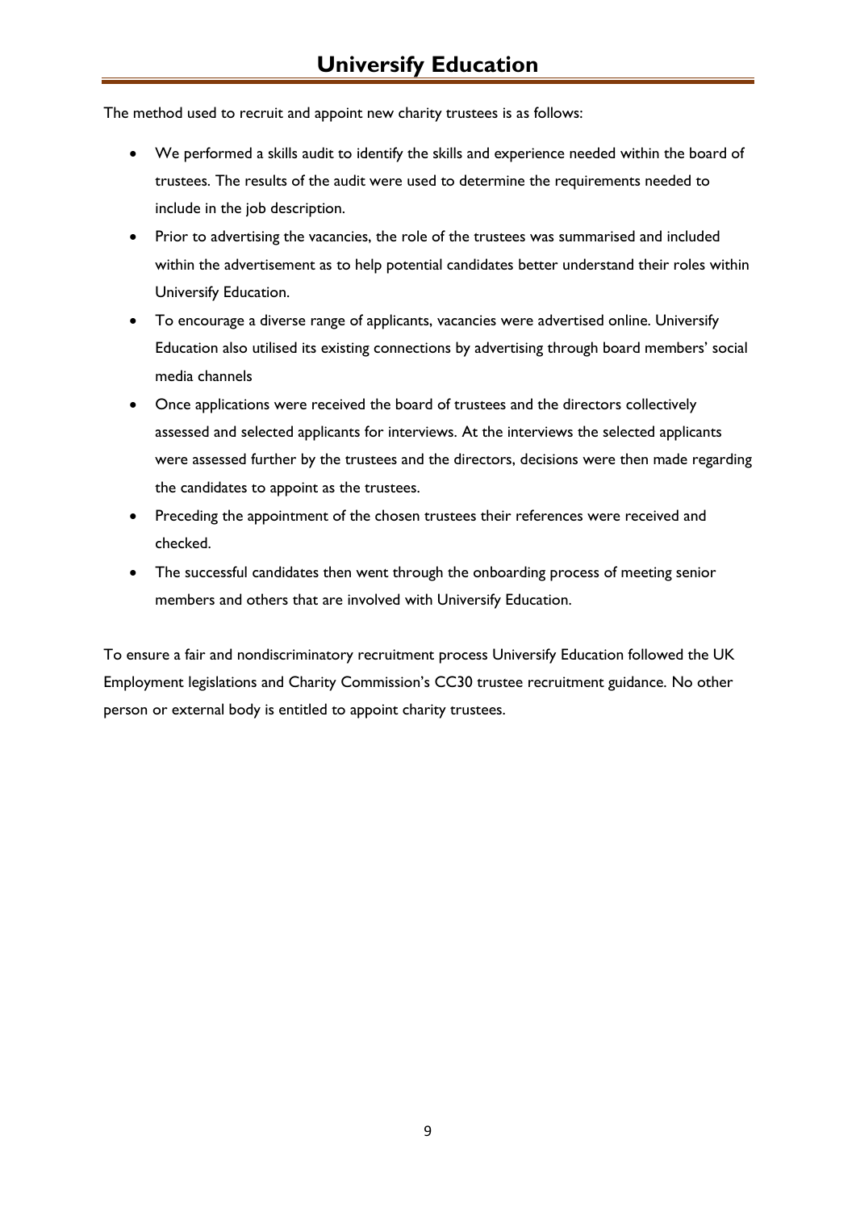The method used to recruit and appoint new charity trustees is as follows:

- We performed a skills audit to identify the skills and experience needed within the board of trustees. The results of the audit were used to determine the requirements needed to include in the job description.
- Prior to advertising the vacancies, the role of the trustees was summarised and included within the advertisement as to help potential candidates better understand their roles within Universify Education.
- To encourage a diverse range of applicants, vacancies were advertised online. Universify Education also utilised its existing connections by advertising through board members' social media channels
- Once applications were received the board of trustees and the directors collectively assessed and selected applicants for interviews. At the interviews the selected applicants were assessed further by the trustees and the directors, decisions were then made regarding the candidates to appoint as the trustees.
- Preceding the appointment of the chosen trustees their references were received and checked.
- The successful candidates then went through the onboarding process of meeting senior members and others that are involved with Universify Education.

To ensure a fair and nondiscriminatory recruitment process Universify Education followed the UK Employment legislations and Charity Commission's CC30 trustee recruitment guidance. No other person or external body is entitled to appoint charity trustees.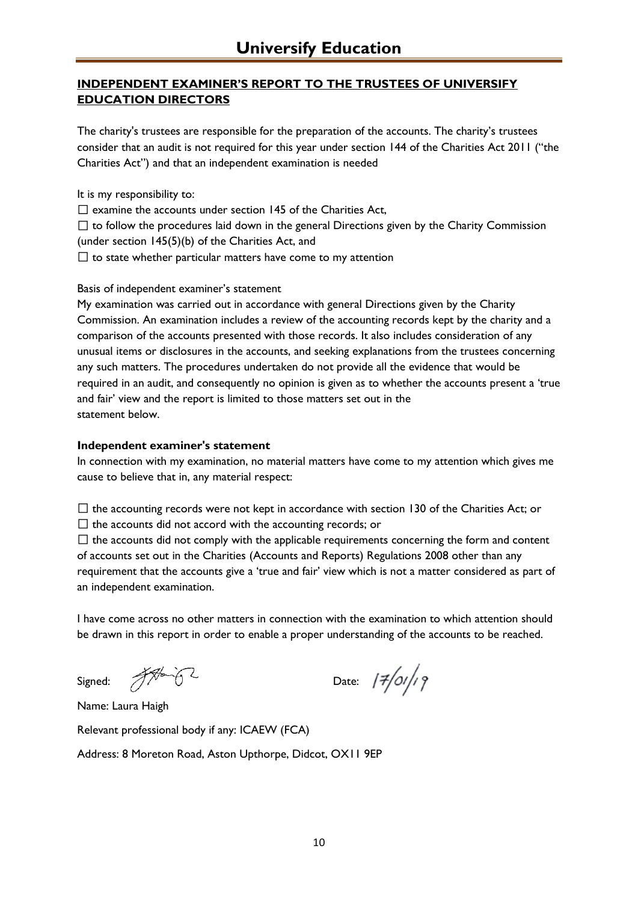# Universify Education

## INDEPENDENT EXAMINER'S REPORT TO THE TRUSTEES OF UNIVERSIFY EDUCATION DIRECTORS

The charity's trustees are responsible for the preparation of the accounts. The charity's trustees consider that an audit is not required for this year under section 144 of the Charities Act 2011 ("the Charities Act") and that an independent examination is needed

It is my responsibility to:

☐ examine the accounts under section 145 of the Charities Act,
☐ to follow the procedures laid down in the general Directions given by the Charity Commission (under section 145(5)(b) of the Charities Act, and
☐ to state whether particular matters have come to my attention

Basis of independent examiner's statement

My examination was carried out in accordance with general Directions given by the Charity Commission. An examination includes a review of the accounting records kept by the charity and a comparison of the accounts presented with those records. It also includes consideration of any unusual items or disclosures in the accounts, and seeking explanations from the trustees concerning any such matters. The procedures undertaken do not provide all the evidence that would be required in an audit, and consequently no opinion is given as to whether the accounts present a 'true and fair' view and the report is limited to those matters set out in the statement below.

**Independent examiner's statement**

In connection with my examination, no material matters have come to my attention which gives me cause to believe that in, any material respect:

☐ the accounting records were not kept in accordance with section 130 of the Charities Act; or
☐ the accounts did not accord with the accounting records; or
☐ the accounts did not comply with the applicable requirements concerning the form and content of accounts set out in the Charities (Accounts and Reports) Regulations 2008 other than any requirement that the accounts give a 'true and fair' view which is not a matter considered as part of an independent examination.

I have come across no other matters in connection with the examination to which attention should be drawn in this report in order to enable a proper understanding of the accounts to be reached.

Signed: [signature] Date: 17/01/19

Name: Laura Haigh

Relevant professional body if any: ICAEW (FCA)

Address: 8 Moreton Road, Aston Upthorpe, Didcot, OX11 9EP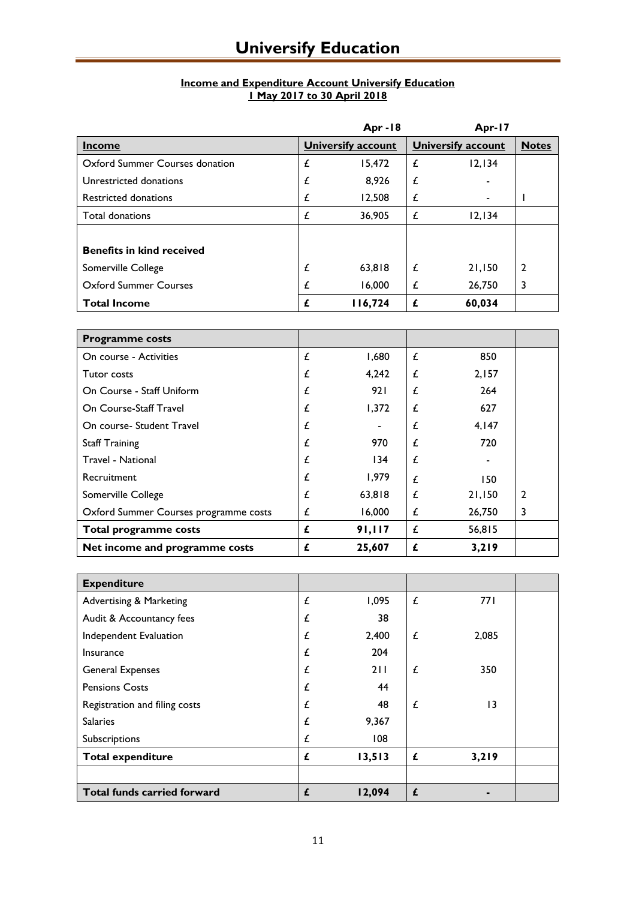# Universify Education

**Income and Expenditure Account Universify Education**
**1 May 2017 to 30 April 2018**

| | Apr -18 | | Apr-17 | | |
|---|---|---|---|---|---|
| **Income** | **University account** | | **University account** | | **Notes** |
| Oxford Summer Courses donation | £ | 15,472 | £ | 12,134 | |
| Unrestricted donations | £ | 8,926 | £ | - | |
| Restricted donations | £ | 12,508 | £ | - | 1 |
| Total donations | £ | 36,905 | £ | 12,134 | |
| | | | | | |
| **Benefits in kind received** | | | | | |
| Somerville College | £ | 63,818 | £ | 21,150 | 2 |
| Oxford Summer Courses | £ | 16,000 | £ | 26,750 | 3 |
| **Total Income** | **£** | **116,724** | **£** | **60,034** | |

| **Programme costs** | | | | | |
|---|---|---|---|---|---|
| On course - Activities | £ | 1,680 | £ | 850 | |
| Tutor costs | £ | 4,242 | £ | 2,157 | |
| On Course - Staff Uniform | £ | 921 | £ | 264 | |
| On Course-Staff Travel | £ | 1,372 | £ | 627 | |
| On course- Student Travel | £ | - | £ | 4,147 | |
| Staff Training | £ | 970 | £ | 720 | |
| Travel - National | £ | 134 | £ | - | |
| Recruitment | £ | 1,979 | £ | 150 | |
| Somerville College | £ | 63,818 | £ | 21,150 | 2 |
| Oxford Summer Courses programme costs | £ | 16,000 | £ | 26,750 | 3 |
| **Total programme costs** | **£** | **91,117** | £ | 56,815 | |
| **Net income and programme costs** | **£** | **25,607** | **£** | **3,219** | |

| **Expenditure** | | | | | |
|---|---|---|---|---|---|
| Advertising & Marketing | £ | 1,095 | £ | 771 | |
| Audit & Accountancy fees | £ | 38 | | | |
| Independent Evaluation | £ | 2,400 | £ | 2,085 | |
| Insurance | £ | 204 | | | |
| General Expenses | £ | 211 | £ | 350 | |
| Pensions Costs | £ | 44 | | | |
| Registration and filing costs | £ | 48 | £ | 13 | |
| Salaries | £ | 9,367 | | | |
| Subscriptions | £ | 108 | | | |
| **Total expenditure** | **£** | **13,513** | **£** | **3,219** | |
| | | | | | |
| **Total funds carried forward** | **£** | **12,094** | **£** | **-** | |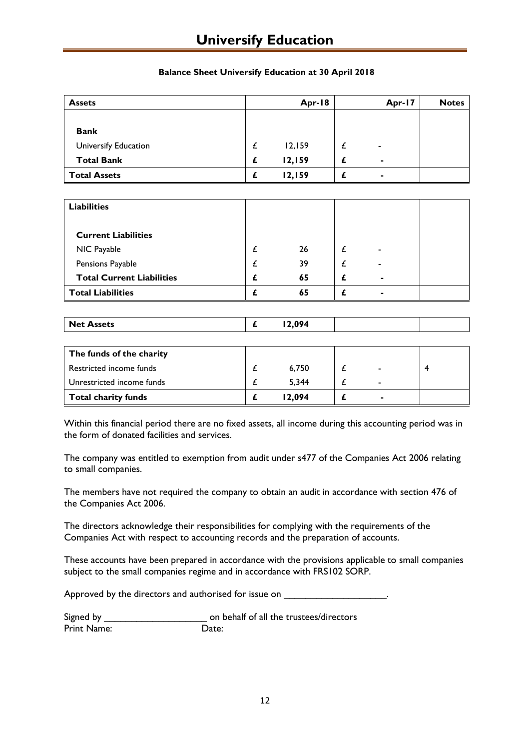# Universify Education

**Balance Sheet Universify Education at 30 April 2018**

| Assets | Apr-18 | Apr-17 | Notes |
|---|---|---|---|
| **Bank** | | | |
| Universify Education | £ 12,159 | £ - | |
| **Total Bank** | **£ 12,159** | **£ -** | |
| **Total Assets** | **£ 12,159** | **£ -** | |

| Liabilities | | | |
|---|---|---|---|
| **Current Liabilities** | | | |
| NIC Payable | £ 26 | £ - | |
| Pensions Payable | £ 39 | £ - | |
| **Total Current Liabilities** | **£ 65** | **£ -** | |
| **Total Liabilities** | **£ 65** | **£ -** | |

| | | | |
|---|---|---|---|
| **Net Assets** | **£ 12,094** | | |

| The funds of the charity | | | |
|---|---|---|---|
| Restricted income funds | £ 6,750 | £ - | 4 |
| Unrestricted income funds | £ 5,344 | £ - | |
| **Total charity funds** | **£ 12,094** | **£ -** | |

Within this financial period there are no fixed assets, all income during this accounting period was in the form of donated facilities and services.

The company was entitled to exemption from audit under s477 of the Companies Act 2006 relating to small companies.

The members have not required the company to obtain an audit in accordance with section 476 of the Companies Act 2006.

The directors acknowledge their responsibilities for complying with the requirements of the Companies Act with respect to accounting records and the preparation of accounts.

These accounts have been prepared in accordance with the provisions applicable to small companies subject to the small companies regime and in accordance with FRS102 SORP.

Approved by the directors and authorised for issue on ____________________.

Signed by ____________________ on behalf of all the trustees/directors
Print Name: Date: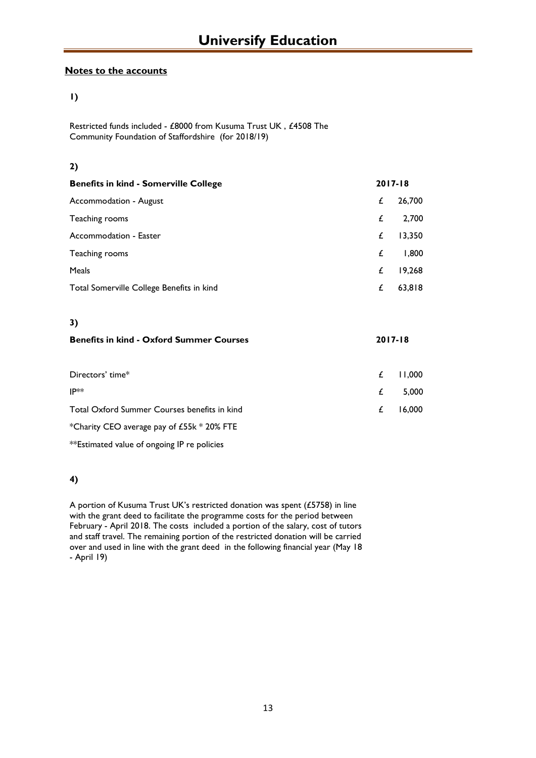# Universify Education

## Notes to the accounts

**1)**

Restricted funds included - £8000 from Kusuma Trust UK , £4508 The Community Foundation of Staffordshire (for 2018/19)

**2)**

| **Benefits in kind - Somerville College** | | **2017-18** |
|---|---|---|
| Accommodation - August | £ | 26,700 |
| Teaching rooms | £ | 2,700 |
| Accommodation - Easter | £ | 13,350 |
| Teaching rooms | £ | 1,800 |
| Meals | £ | 19,268 |
| Total Somerville College Benefits in kind | £ | 63,818 |

**3)**

| **Benefits in kind - Oxford Summer Courses** | | **2017-18** |
|---|---|---|
| Directors' time* | £ | 11,000 |
| IP** | £ | 5,000 |
| Total Oxford Summer Courses benefits in kind | £ | 16,000 |

*Charity CEO average pay of £55k * 20% FTE

**Estimated value of ongoing IP re policies

**4)**

A portion of Kusuma Trust UK's restricted donation was spent (£5758) in line with the grant deed to facilitate the programme costs for the period between February - April 2018. The costs included a portion of the salary, cost of tutors and staff travel. The remaining portion of the restricted donation will be carried over and used in line with the grant deed in the following financial year (May 18 - April 19)